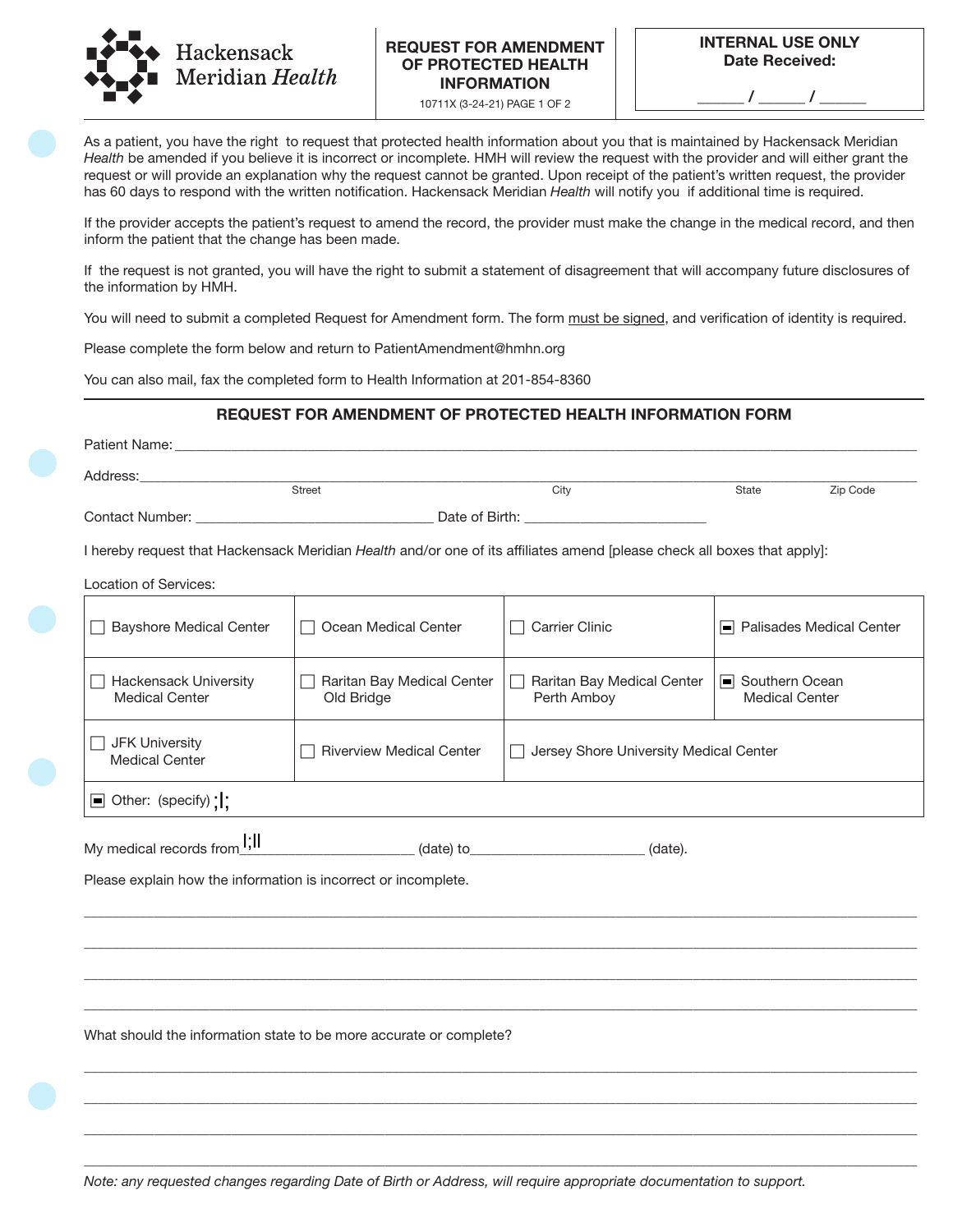Hackensack Meridian *Health*

**REQUEST FOR AMENDMENT OF PROTECTED HEALTH INFORMATION**

10711X (3-24-21) PAGE 1 OF 2

**INTERNAL USE ONLY**
**Date Received:**

______ / ______ / ______

As a patient, you have the right to request that protected health information about you that is maintained by Hackensack Meridian *Health* be amended if you believe it is incorrect or incomplete. HMH will review the request with the provider and will either grant the request or will provide an explanation why the request cannot be granted. Upon receipt of the patient's written request, the provider has 60 days to respond with the written notification. Hackensack Meridian *Health* will notify you if additional time is required.

If the provider accepts the patient's request to amend the record, the provider must make the change in the medical record, and then inform the patient that the change has been made.

If the request is not granted, you will have the right to submit a statement of disagreement that will accompany future disclosures of the information by HMH.

You will need to submit a completed Request for Amendment form. The form must be signed, and verification of identity is required.

Please complete the form below and return to PatientAmendment@hmhn.org

You can also mail, fax the completed form to Health Information at 201-854-8360

## REQUEST FOR AMENDMENT OF PROTECTED HEALTH INFORMATION FORM

Patient Name: ____________________________________________

Address: ____________________________________________
Street | City | State | Zip Code

Contact Number: ______________________ Date of Birth: ______________________

I hereby request that Hackensack Meridian *Health* and/or one of its affiliates amend [please check all boxes that apply]:

Location of Services:

| | | | |
|---|---|---|---|
| ☐ Bayshore Medical Center | ☐ Ocean Medical Center | ☐ Carrier Clinic | ☒ Palisades Medical Center |
| ☐ Hackensack University Medical Center | ☐ Raritan Bay Medical Center Old Bridge | ☐ Raritan Bay Medical Center Perth Amboy | ☒ Southern Ocean Medical Center |
| ☐ JFK University Medical Center | ☐ Riverview Medical Center | ☐ Jersey Shore University Medical Center | |
| ☒ Other: (specify) ;l; | | | |

My medical records from l;ll______________________ (date) to______________________ (date).

Please explain how the information is incorrect or incomplete.

____________________________________________

____________________________________________

____________________________________________

____________________________________________

What should the information state to be more accurate or complete?

____________________________________________

____________________________________________

____________________________________________

____________________________________________

*Note: any requested changes regarding Date of Birth or Address, will require appropriate documentation to support.*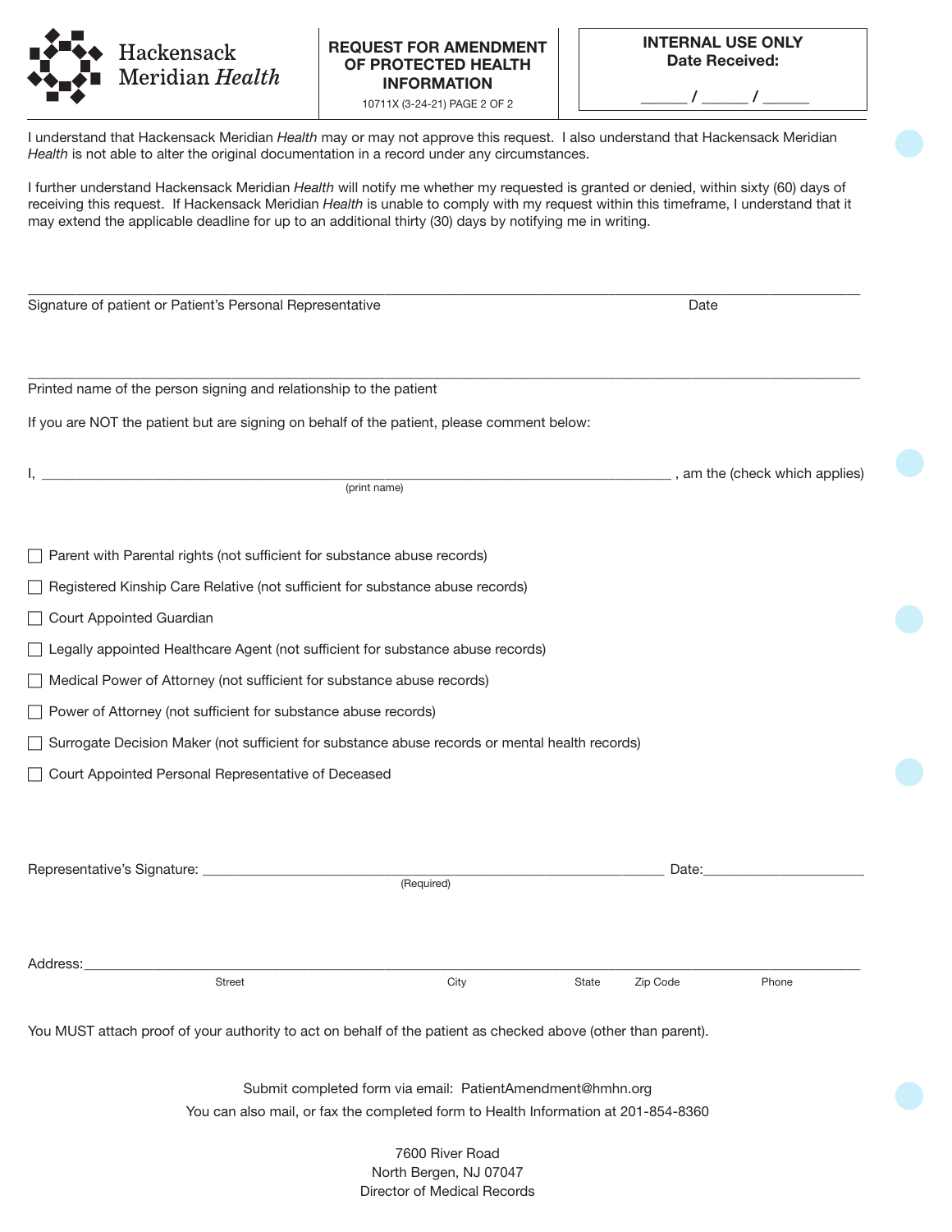Hackensack Meridian *Health*

**REQUEST FOR AMENDMENT OF PROTECTED HEALTH INFORMATION**

10711X (3-24-21) PAGE 2 OF 2

**INTERNAL USE ONLY**
**Date Received:**

______ / ______ / ______

I understand that Hackensack Meridian *Health* may or may not approve this request. I also understand that Hackensack Meridian *Health* is not able to alter the original documentation in a record under any circumstances.

I further understand Hackensack Meridian *Health* will notify me whether my requested is granted or denied, within sixty (60) days of receiving this request. If Hackensack Meridian *Health* is unable to comply with my request within this timeframe, I understand that it may extend the applicable deadline for up to an additional thirty (30) days by notifying me in writing.

_______________________________________________________________________________________________

Signature of patient or Patient's Personal Representative                                        Date

_______________________________________________________________________________________________

Printed name of the person signing and relationship to the patient

If you are NOT the patient but are signing on behalf of the patient, please comment below:

I, ______________________________________________________________________________ , am the (check which applies)
(print name)

- ☐ Parent with Parental rights (not sufficient for substance abuse records)
- ☐ Registered Kinship Care Relative (not sufficient for substance abuse records)
- ☐ Court Appointed Guardian
- ☐ Legally appointed Healthcare Agent (not sufficient for substance abuse records)
- ☐ Medical Power of Attorney (not sufficient for substance abuse records)
- ☐ Power of Attorney (not sufficient for substance abuse records)
- ☐ Surrogate Decision Maker (not sufficient for substance abuse records or mental health records)
- ☐ Court Appointed Personal Representative of Deceased

Representative's Signature: ____________________________________________________ Date:____________________
(Required)

Address:_______________________________________________________________________________________
Street                                        City                    State        Zip Code            Phone

You MUST attach proof of your authority to act on behalf of the patient as checked above (other than parent).

Submit completed form via email: PatientAmendment@hmhn.org

You can also mail, or fax the completed form to Health Information at 201-854-8360

7600 River Road
North Bergen, NJ 07047
Director of Medical Records